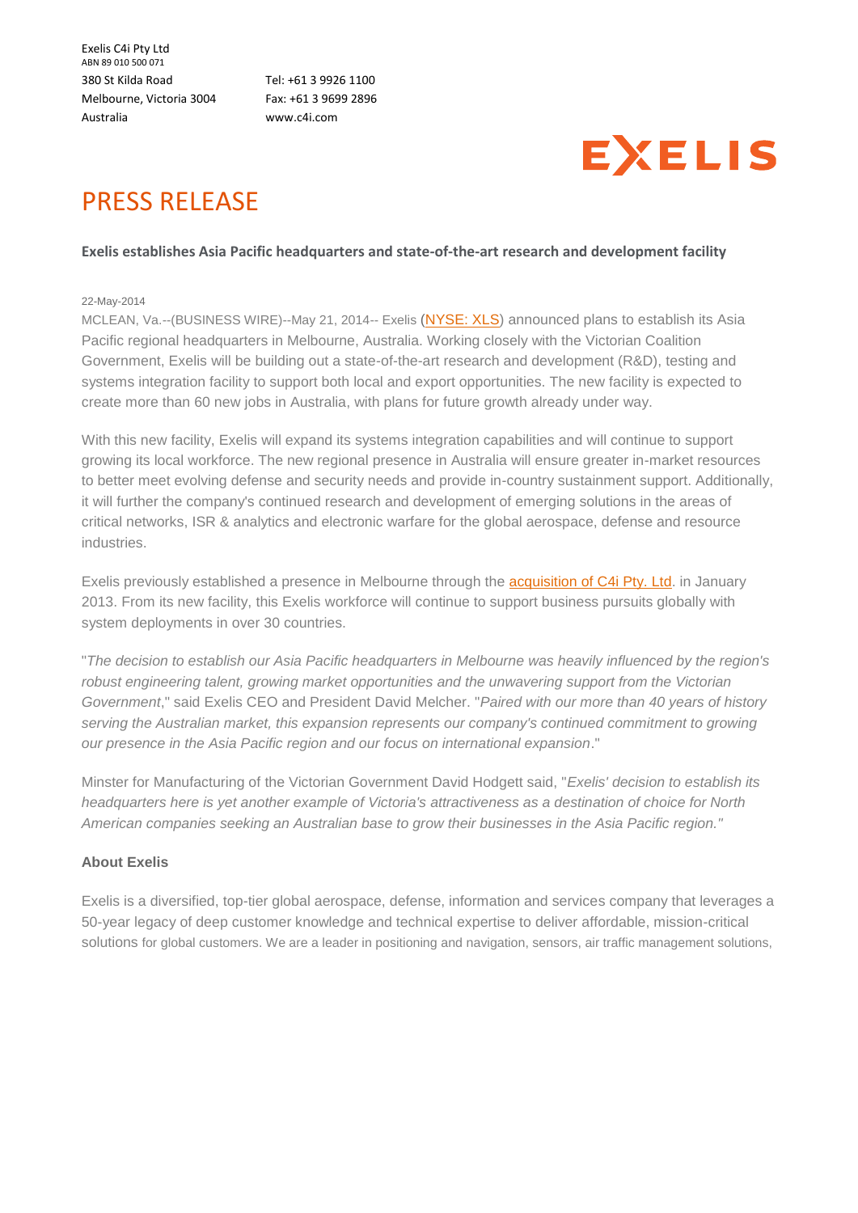Exelis C4i Pty Ltd
ABN 89 010 500 071

380 St Kilda Road
Melbourne, Victoria 3004
Australia

Tel: +61 3 9926 1100
Fax: +61 3 9699 2896
www.c4i.com

EXELIS

# PRESS RELEASE

**Exelis establishes Asia Pacific headquarters and state-of-the-art research and development facility**

22-May-2014

MCLEAN, Va.--(BUSINESS WIRE)--May 21, 2014-- Exelis (NYSE: XLS) announced plans to establish its Asia Pacific regional headquarters in Melbourne, Australia. Working closely with the Victorian Coalition Government, Exelis will be building out a state-of-the-art research and development (R&D), testing and systems integration facility to support both local and export opportunities. The new facility is expected to create more than 60 new jobs in Australia, with plans for future growth already under way.

With this new facility, Exelis will expand its systems integration capabilities and will continue to support growing its local workforce. The new regional presence in Australia will ensure greater in-market resources to better meet evolving defense and security needs and provide in-country sustainment support. Additionally, it will further the company's continued research and development of emerging solutions in the areas of critical networks, ISR & analytics and electronic warfare for the global aerospace, defense and resource industries.

Exelis previously established a presence in Melbourne through the acquisition of C4i Pty. Ltd. in January 2013. From its new facility, this Exelis workforce will continue to support business pursuits globally with system deployments in over 30 countries.

"*The decision to establish our Asia Pacific headquarters in Melbourne was heavily influenced by the region's robust engineering talent, growing market opportunities and the unwavering support from the Victorian Government*," said Exelis CEO and President David Melcher. "*Paired with our more than 40 years of history serving the Australian market, this expansion represents our company's continued commitment to growing our presence in the Asia Pacific region and our focus on international expansion*."

Minster for Manufacturing of the Victorian Government David Hodgett said, "*Exelis' decision to establish its headquarters here is yet another example of Victoria's attractiveness as a destination of choice for North American companies seeking an Australian base to grow their businesses in the Asia Pacific region."*

**About Exelis**

Exelis is a diversified, top-tier global aerospace, defense, information and services company that leverages a 50-year legacy of deep customer knowledge and technical expertise to deliver affordable, mission-critical solutions for global customers. We are a leader in positioning and navigation, sensors, air traffic management solutions,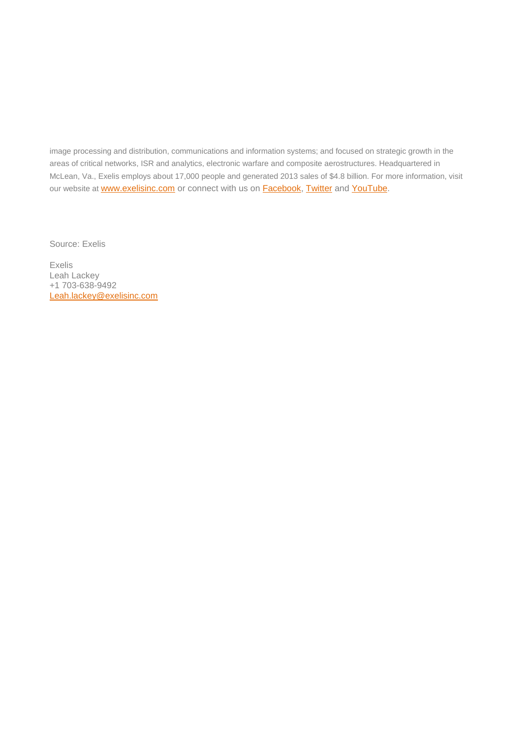image processing and distribution, communications and information systems; and focused on strategic growth in the areas of critical networks, ISR and analytics, electronic warfare and composite aerostructures. Headquartered in McLean, Va., Exelis employs about 17,000 people and generated 2013 sales of $4.8 billion. For more information, visit our website at www.exelisinc.com or connect with us on Facebook, Twitter and YouTube.

Source: Exelis

Exelis
Leah Lackey
+1 703-638-9492
Leah.lackey@exelisinc.com